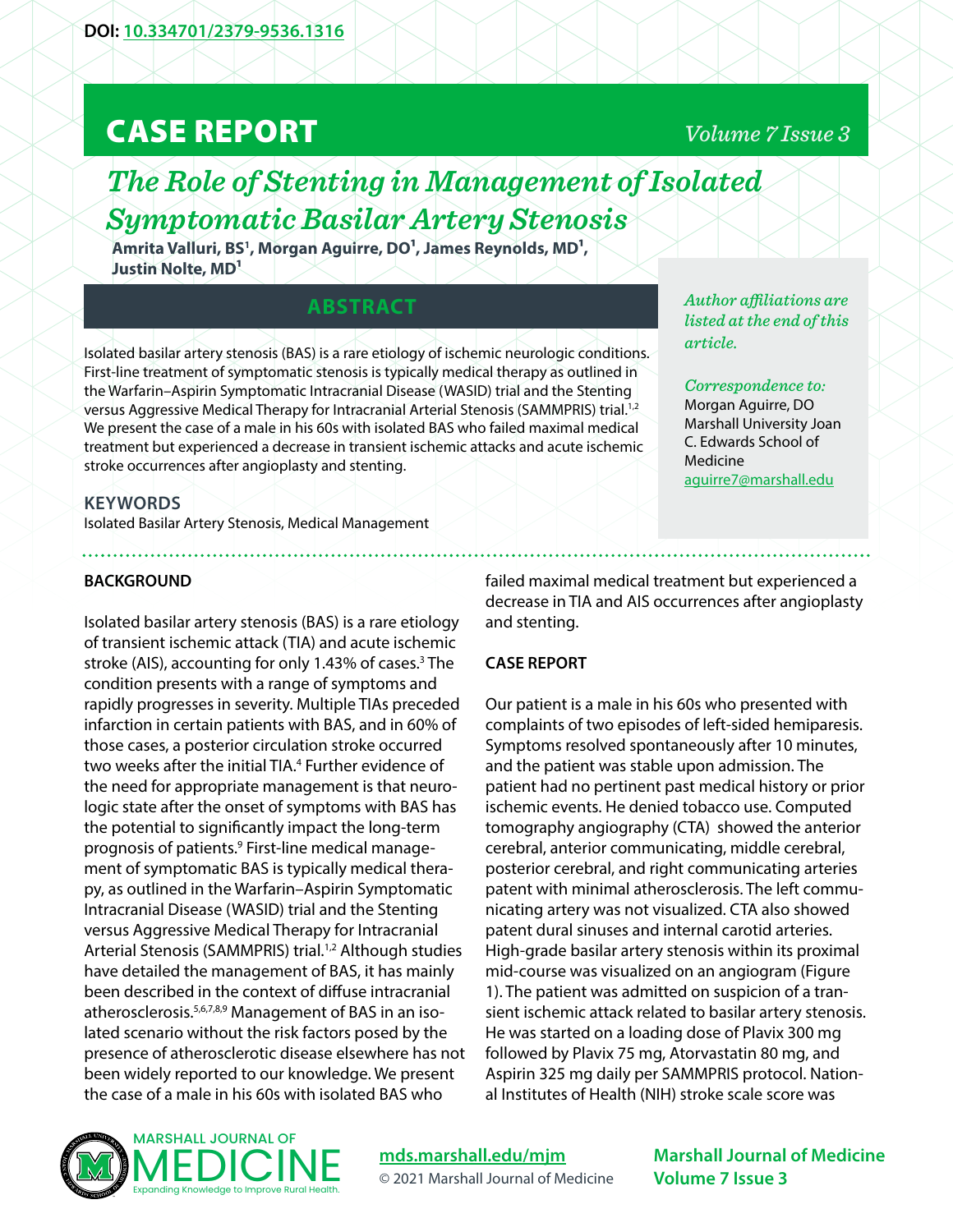DOI: 10.334701/2379-9536.1316

# CASE REPORT

## The Role of Stenting in Management of Isolated Symptomatic Basilar Artery Stenosis

**Amrita Valluri, BS[1], Morgan Aguirre, DO[1], James Reynolds, MD[1], Justin Nolte, MD[1]**

*Author affiliations are listed at the end of this article.*

*Correspondence to:*
Morgan Aguirre, DO
Marshall University Joan C. Edwards School of Medicine
aguirre7@marshall.edu

### ABSTRACT

Isolated basilar artery stenosis (BAS) is a rare etiology of ischemic neurologic conditions. First-line treatment of symptomatic stenosis is typically medical therapy as outlined in the Warfarin–Aspirin Symptomatic Intracranial Disease (WASID) trial and the Stenting versus Aggressive Medical Therapy for Intracranial Arterial Stenosis (SAMMPRIS) trial.[1,2] We present the case of a male in his 60s with isolated BAS who failed maximal medical treatment but experienced a decrease in transient ischemic attacks and acute ischemic stroke occurrences after angioplasty and stenting.

### KEYWORDS

Isolated Basilar Artery Stenosis, Medical Management

### BACKGROUND

Isolated basilar artery stenosis (BAS) is a rare etiology of transient ischemic attack (TIA) and acute ischemic stroke (AIS), accounting for only 1.43% of cases.[3] The condition presents with a range of symptoms and rapidly progresses in severity. Multiple TIAs preceded infarction in certain patients with BAS, and in 60% of those cases, a posterior circulation stroke occurred two weeks after the initial TIA.[4] Further evidence of the need for appropriate management is that neurologic state after the onset of symptoms with BAS has the potential to significantly impact the long-term prognosis of patients.[9] First-line medical management of symptomatic BAS is typically medical therapy, as outlined in the Warfarin–Aspirin Symptomatic Intracranial Disease (WASID) trial and the Stenting versus Aggressive Medical Therapy for Intracranial Arterial Stenosis (SAMMPRIS) trial.[1,2] Although studies have detailed the management of BAS, it has mainly been described in the context of diffuse intracranial atherosclerosis.[5,6,7,8,9] Management of BAS in an isolated scenario without the risk factors posed by the presence of atherosclerotic disease elsewhere has not been widely reported to our knowledge. We present the case of a male in his 60s with isolated BAS who failed maximal medical treatment but experienced a decrease in TIA and AIS occurrences after angioplasty and stenting.

### CASE REPORT

Our patient is a male in his 60s who presented with complaints of two episodes of left-sided hemiparesis. Symptoms resolved spontaneously after 10 minutes, and the patient was stable upon admission. The patient had no pertinent past medical history or prior ischemic events. He denied tobacco use. Computed tomography angiography (CTA) showed the anterior cerebral, anterior communicating, middle cerebral, posterior cerebral, and right communicating arteries patent with minimal atherosclerosis. The left communicating artery was not visualized. CTA also showed patent dural sinuses and internal carotid arteries. High-grade basilar artery stenosis within its proximal mid-course was visualized on an angiogram (Figure 1). The patient was admitted on suspicion of a transient ischemic attack related to basilar artery stenosis. He was started on a loading dose of Plavix 300 mg followed by Plavix 75 mg, Atorvastatin 80 mg, and Aspirin 325 mg daily per SAMMPRIS protocol. National Institutes of Health (NIH) stroke scale score was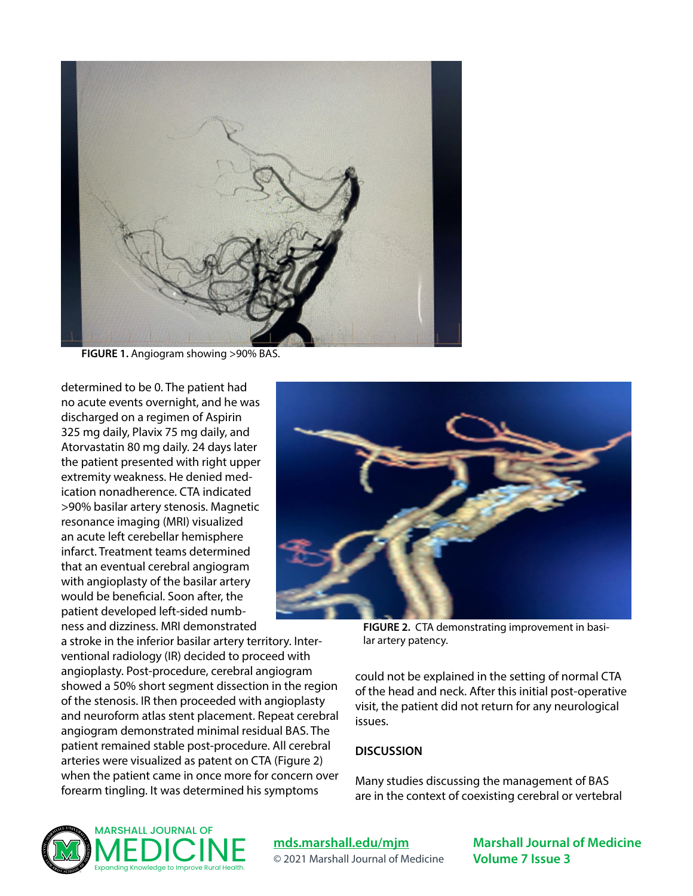FIGURE 1. Angiogram showing >90% BAS.

determined to be 0. The patient had no acute events overnight, and he was discharged on a regimen of Aspirin 325 mg daily, Plavix 75 mg daily, and Atorvastatin 80 mg daily. 24 days later the patient presented with right upper extremity weakness. He denied medication nonadherence. CTA indicated >90% basilar artery stenosis. Magnetic resonance imaging (MRI) visualized an acute left cerebellar hemisphere infarct. Treatment teams determined that an eventual cerebral angiogram with angioplasty of the basilar artery would be beneficial. Soon after, the patient developed left-sided numbness and dizziness. MRI demonstrated a stroke in the inferior basilar artery territory. Interventional radiology (IR) decided to proceed with angioplasty. Post-procedure, cerebral angiogram showed a 50% short segment dissection in the region of the stenosis. IR then proceeded with angioplasty and neuroform atlas stent placement. Repeat cerebral angiogram demonstrated minimal residual BAS. The patient remained stable post-procedure. All cerebral arteries were visualized as patent on CTA (Figure 2) when the patient came in once more for concern over forearm tingling. It was determined his symptoms could not be explained in the setting of normal CTA of the head and neck. After this initial post-operative visit, the patient did not return for any neurological issues.

FIGURE 2. CTA demonstrating improvement in basilar artery patency.

## DISCUSSION

Many studies discussing the management of BAS are in the context of coexisting cerebral or vertebral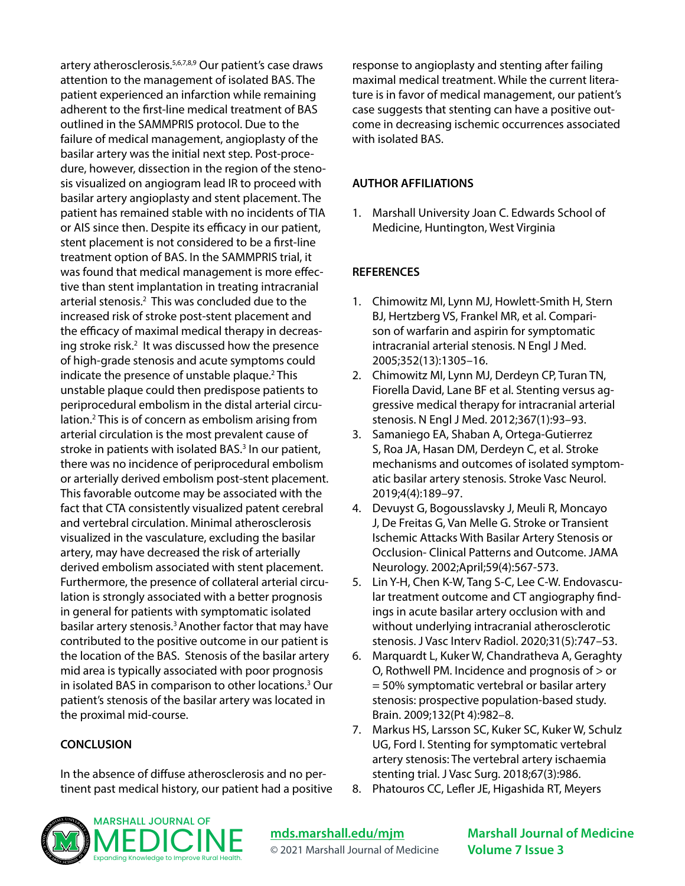artery atherosclerosis.[5,6,7,8,9] Our patient's case draws attention to the management of isolated BAS. The patient experienced an infarction while remaining adherent to the first-line medical treatment of BAS outlined in the SAMMPRIS protocol. Due to the failure of medical management, angioplasty of the basilar artery was the initial next step. Post-procedure, however, dissection in the region of the stenosis visualized on angiogram lead IR to proceed with basilar artery angioplasty and stent placement. The patient has remained stable with no incidents of TIA or AIS since then. Despite its efficacy in our patient, stent placement is not considered to be a first-line treatment option of BAS. In the SAMMPRIS trial, it was found that medical management is more effective than stent implantation in treating intracranial arterial stenosis.[2] This was concluded due to the increased risk of stroke post-stent placement and the efficacy of maximal medical therapy in decreasing stroke risk.[2] It was discussed how the presence of high-grade stenosis and acute symptoms could indicate the presence of unstable plaque.[2] This unstable plaque could then predispose patients to periprocedural embolism in the distal arterial circulation.[2] This is of concern as embolism arising from arterial circulation is the most prevalent cause of stroke in patients with isolated BAS.[3] In our patient, there was no incidence of periprocedural embolism or arterially derived embolism post-stent placement. This favorable outcome may be associated with the fact that CTA consistently visualized patent cerebral and vertebral circulation. Minimal atherosclerosis visualized in the vasculature, excluding the basilar artery, may have decreased the risk of arterially derived embolism associated with stent placement. Furthermore, the presence of collateral arterial circulation is strongly associated with a better prognosis in general for patients with symptomatic isolated basilar artery stenosis.[3] Another factor that may have contributed to the positive outcome in our patient is the location of the BAS. Stenosis of the basilar artery mid area is typically associated with poor prognosis in isolated BAS in comparison to other locations.[3] Our patient's stenosis of the basilar artery was located in the proximal mid-course.

## CONCLUSION

In the absence of diffuse atherosclerosis and no pertinent past medical history, our patient had a positive response to angioplasty and stenting after failing maximal medical treatment. While the current literature is in favor of medical management, our patient's case suggests that stenting can have a positive outcome in decreasing ischemic occurrences associated with isolated BAS.

## AUTHOR AFFILIATIONS

1. Marshall University Joan C. Edwards School of Medicine, Huntington, West Virginia

## REFERENCES

1. Chimowitz MI, Lynn MJ, Howlett-Smith H, Stern BJ, Hertzberg VS, Frankel MR, et al. Comparison of warfarin and aspirin for symptomatic intracranial arterial stenosis. N Engl J Med. 2005;352(13):1305–16.
2. Chimowitz MI, Lynn MJ, Derdeyn CP, Turan TN, Fiorella David, Lane BF et al. Stenting versus aggressive medical therapy for intracranial arterial stenosis. N Engl J Med. 2012;367(1):93–93.
3. Samaniego EA, Shaban A, Ortega-Gutierrez S, Roa JA, Hasan DM, Derdeyn C, et al. Stroke mechanisms and outcomes of isolated symptomatic basilar artery stenosis. Stroke Vasc Neurol. 2019;4(4):189–97.
4. Devuyst G, Bogousslavsky J, Meuli R, Moncayo J, De Freitas G, Van Melle G. Stroke or Transient Ischemic Attacks With Basilar Artery Stenosis or Occlusion- Clinical Patterns and Outcome. JAMA Neurology. 2002;April;59(4):567-573.
5. Lin Y-H, Chen K-W, Tang S-C, Lee C-W. Endovascular treatment outcome and CT angiography findings in acute basilar artery occlusion with and without underlying intracranial atherosclerotic stenosis. J Vasc Interv Radiol. 2020;31(5):747–53.
6. Marquardt L, Kuker W, Chandratheva A, Geraghty O, Rothwell PM. Incidence and prognosis of > or = 50% symptomatic vertebral or basilar artery stenosis: prospective population-based study. Brain. 2009;132(Pt 4):982–8.
7. Markus HS, Larsson SC, Kuker SC, Kuker W, Schulz UG, Ford I. Stenting for symptomatic vertebral artery stenosis: The vertebral artery ischaemia stenting trial. J Vasc Surg. 2018;67(3):986.
8. Phatouros CC, Lefler JE, Higashida RT, Meyers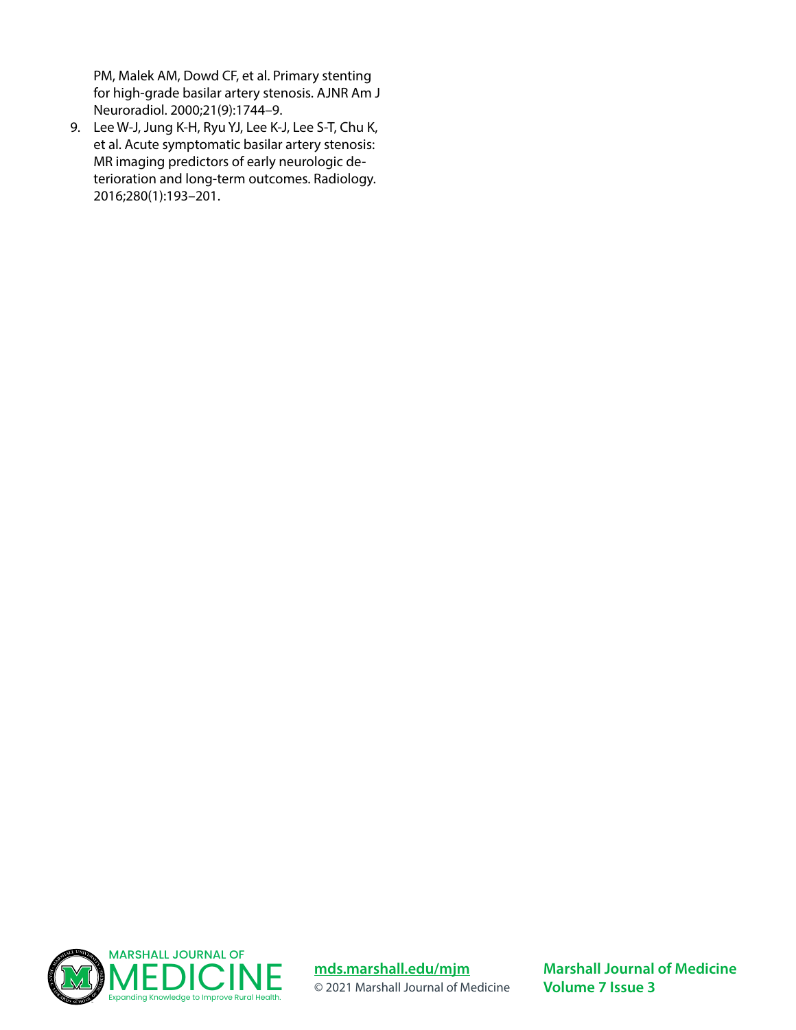PM, Malek AM, Dowd CF, et al. Primary stenting for high-grade basilar artery stenosis. AJNR Am J Neuroradiol. 2000;21(9):1744–9.

9. Lee W-J, Jung K-H, Ryu YJ, Lee K-J, Lee S-T, Chu K, et al. Acute symptomatic basilar artery stenosis: MR imaging predictors of early neurologic deterioration and long-term outcomes. Radiology. 2016;280(1):193–201.